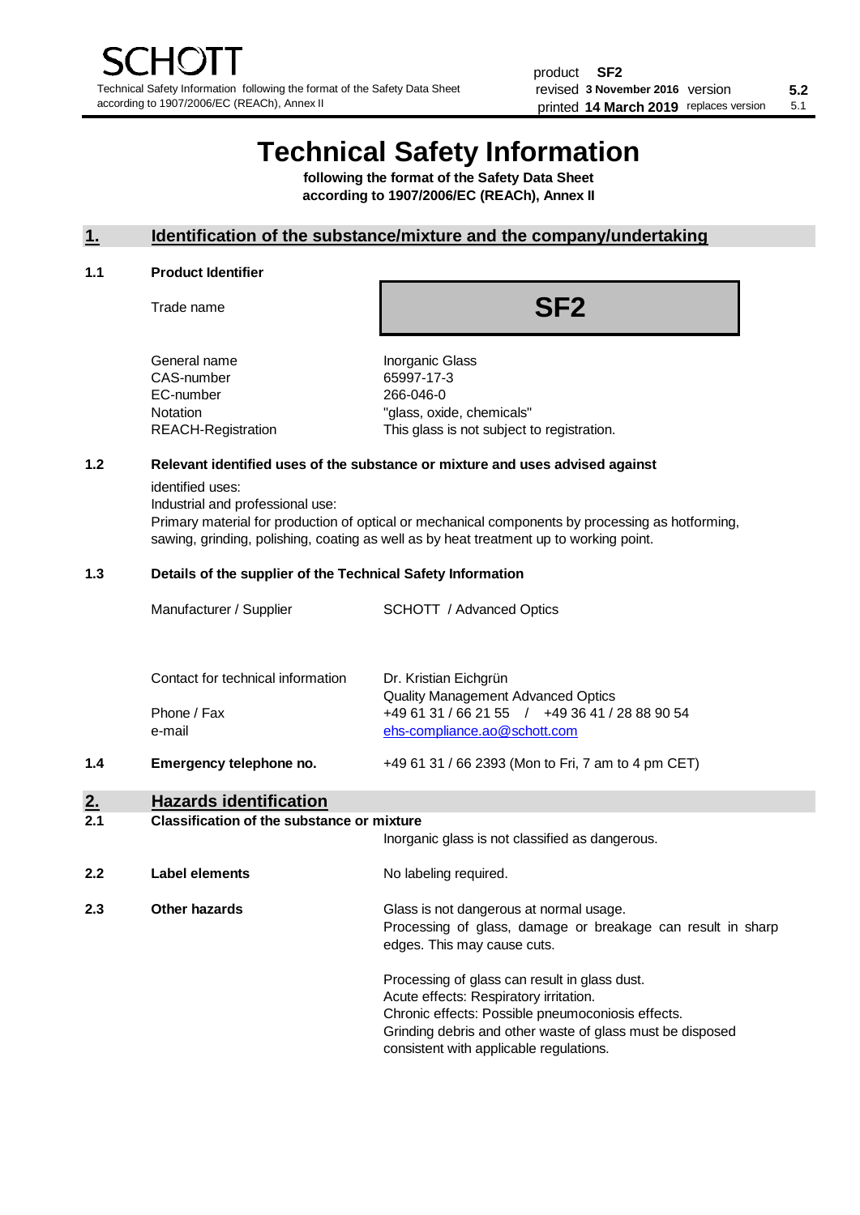# Technical Safety Information

**following the format of the Safety Data Sheet according to 1907/2006/EC (REACh), Annex II**

## 1. Identification of the substance/mixture and the company/undertaking

### 1.1 Product Identifier

| | |
|---|---|
| Trade name | **SF2** |
| General name | Inorganic Glass |
| CAS-number | 65997-17-3 |
| EC-number | 266-046-0 |
| Notation | "glass, oxide, chemicals" |
| REACH-Registration | This glass is not subject to registration. |

### 1.2 Relevant identified uses of the substance or mixture and uses advised against

identified uses:
Industrial and professional use:
Primary material for production of optical or mechanical components by processing as hotforming, sawing, grinding, polishing, coating as well as by heat treatment up to working point.

### 1.3 Details of the supplier of the Technical Safety Information

| | |
|---|---|
| Manufacturer / Supplier | SCHOTT / Advanced Optics |
| Contact for technical information | Dr. Kristian Eichgrün<br>Quality Management Advanced Optics |
| Phone / Fax | +49 61 31 / 66 21 55 / +49 36 41 / 28 88 90 54 |
| e-mail | ehs-compliance.ao@schott.com |

### 1.4 Emergency telephone no.

+49 61 31 / 66 2393 (Mon to Fri, 7 am to 4 pm CET)

## 2. Hazards identification

### 2.1 Classification of the substance or mixture

Inorganic glass is not classified as dangerous.

### 2.2 Label elements

No labeling required.

### 2.3 Other hazards

Glass is not dangerous at normal usage.
Processing of glass, damage or breakage can result in sharp edges. This may cause cuts.

Processing of glass can result in glass dust.
Acute effects: Respiratory irritation.
Chronic effects: Possible pneumoconiosis effects.
Grinding debris and other waste of glass must be disposed consistent with applicable regulations.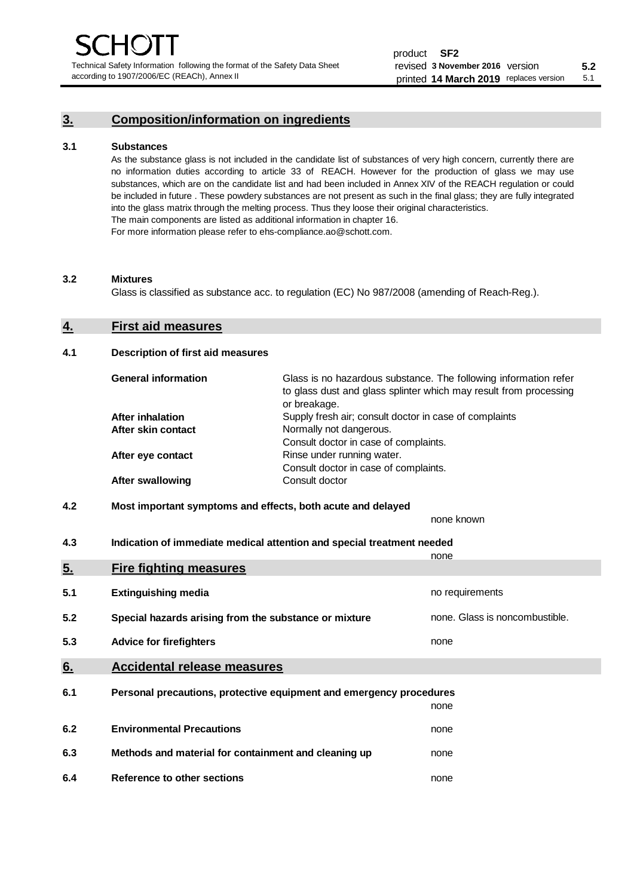## 3. Composition/information on ingredients

**3.1 Substances**

As the substance glass is not included in the candidate list of substances of very high concern, currently there are no information duties according to article 33 of REACH. However for the production of glass we may use substances, which are on the candidate list and had been included in Annex XIV of the REACH regulation or could be included in future . These powdery substances are not present as such in the final glass; they are fully integrated into the glass matrix through the melting process. Thus they loose their original characteristics.
The main components are listed as additional information in chapter 16.
For more information please refer to ehs-compliance.ao@schott.com.

**3.2 Mixtures**

Glass is classified as substance acc. to regulation (EC) No 987/2008 (amending of Reach-Reg.).

## 4. First aid measures

**4.1 Description of first aid measures**

| | |
|---|---|
| **General information** | Glass is no hazardous substance. The following information refer to glass dust and glass splinter which may result from processing or breakage. |
| **After inhalation** | Supply fresh air; consult doctor in case of complaints |
| **After skin contact** | Normally not dangerous. Consult doctor in case of complaints. |
| **After eye contact** | Rinse under running water. Consult doctor in case of complaints. |
| **After swallowing** | Consult doctor |

**4.2 Most important symptoms and effects, both acute and delayed**

none known

**4.3 Indication of immediate medical attention and special treatment needed**

none

## 5. Fire fighting measures

| | | |
|---|---|---|
| **5.1** | **Extinguishing media** | no requirements |
| **5.2** | **Special hazards arising from the substance or mixture** | none. Glass is noncombustible. |
| **5.3** | **Advice for firefighters** | none |

## 6. Accidental release measures

**6.1 Personal precautions, protective equipment and emergency procedures**

none

| | | |
|---|---|---|
| **6.2** | **Environmental Precautions** | none |
| **6.3** | **Methods and material for containment and cleaning up** | none |
| **6.4** | **Reference to other sections** | none |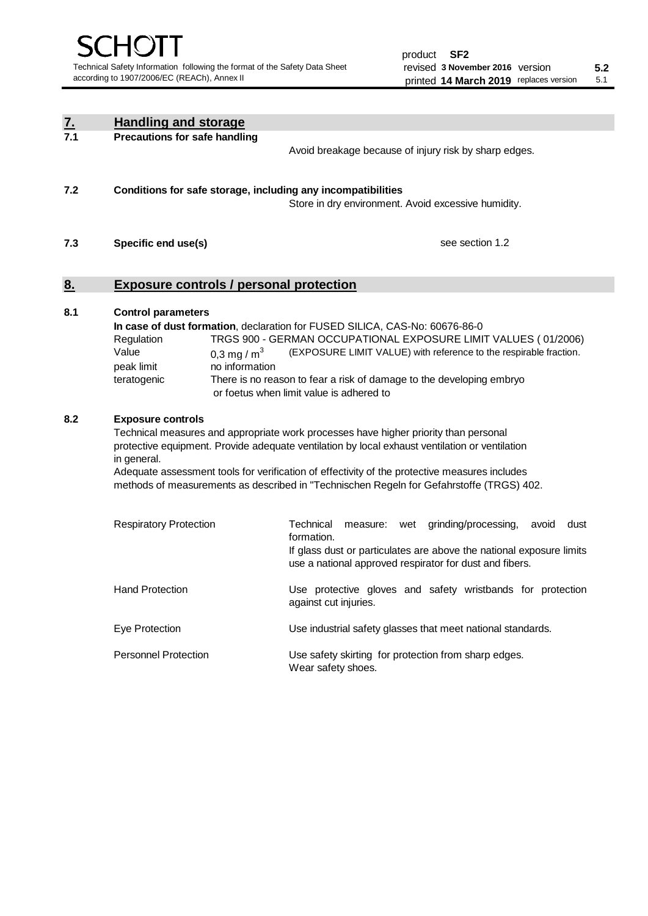## 7. Handling and storage

### 7.1 Precautions for safe handling

Avoid breakage because of injury risk by sharp edges.

### 7.2 Conditions for safe storage, including any incompatibilities

Store in dry environment. Avoid excessive humidity.

### 7.3 Specific end use(s)

see section 1.2

## 8. Exposure controls / personal protection

### 8.1 Control parameters

**In case of dust formation**, declaration for FUSED SILICA, CAS-No: 60676-86-0

| | |
|---|---|
| Regulation | TRGS 900 - GERMAN OCCUPATIONAL EXPOSURE LIMIT VALUES ( 01/2006) |
| Value | 0,3 mg / $m^3$ (EXPOSURE LIMIT VALUE) with reference to the respirable fraction. |
| peak limit | no information |
| teratogenic | There is no reason to fear a risk of damage to the developing embryo or foetus when limit value is adhered to |

### 8.2 Exposure controls

Technical measures and appropriate work processes have higher priority than personal protective equipment. Provide adequate ventilation by local exhaust ventilation or ventilation in general.

Adequate assessment tools for verification of effectivity of the protective measures includes methods of measurements as described in "Technischen Regeln for Gefahrstoffe (TRGS) 402.

| | |
|---|---|
| Respiratory Protection | Technical measure: wet grinding/processing, avoid dust formation. If glass dust or particulates are above the national exposure limits use a national approved respirator for dust and fibers. |
| Hand Protection | Use protective gloves and safety wristbands for protection against cut injuries. |
| Eye Protection | Use industrial safety glasses that meet national standards. |
| Personnel Protection | Use safety skirting for protection from sharp edges. Wear safety shoes. |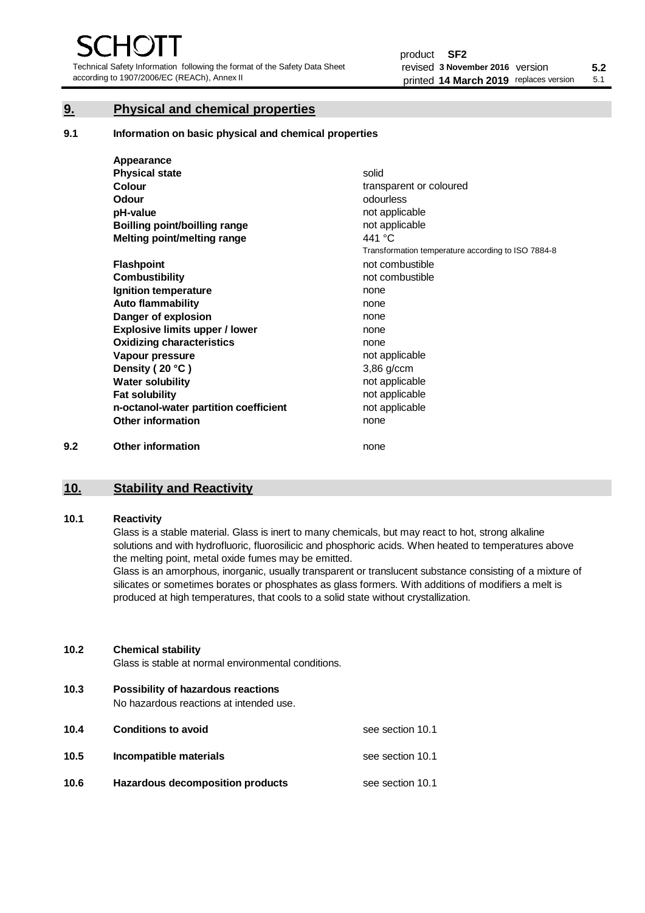## 9. Physical and chemical properties

### 9.1 Information on basic physical and chemical properties

| Appearance | |
|---|---|
| **Physical state** | solid |
| **Colour** | transparent or coloured |
| **Odour** | odourless |
| **pH-value** | not applicable |
| **Boilling point/boilling range** | not applicable |
| **Melting point/melting range** | 441 °C<br>Transformation temperature according to ISO 7884-8 |
| **Flashpoint** | not combustible |
| **Combustibility** | not combustible |
| **Ignition temperature** | none |
| **Auto flammability** | none |
| **Danger of explosion** | none |
| **Explosive limits upper / lower** | none |
| **Oxidizing characteristics** | none |
| **Vapour pressure** | not applicable |
| **Density ( 20 °C )** | 3,86 g/ccm |
| **Water solubility** | not applicable |
| **Fat solubility** | not applicable |
| **n-octanol-water partition coefficient** | not applicable |
| **Other information** | none |

### 9.2 Other information

none

## 10. Stability and Reactivity

### 10.1 Reactivity

Glass is a stable material. Glass is inert to many chemicals, but may react to hot, strong alkaline solutions and with hydrofluoric, fluorosilicic and phosphoric acids. When heated to temperatures above the melting point, metal oxide fumes may be emitted.
Glass is an amorphous, inorganic, usually transparent or translucent substance consisting of a mixture of silicates or sometimes borates or phosphates as glass formers. With additions of modifiers a melt is produced at high temperatures, that cools to a solid state without crystallization.

### 10.2 Chemical stability

Glass is stable at normal environmental conditions.

### 10.3 Possibility of hazardous reactions

No hazardous reactions at intended use.

### 10.4 Conditions to avoid

see section 10.1

### 10.5 Incompatible materials

see section 10.1

### 10.6 Hazardous decomposition products

see section 10.1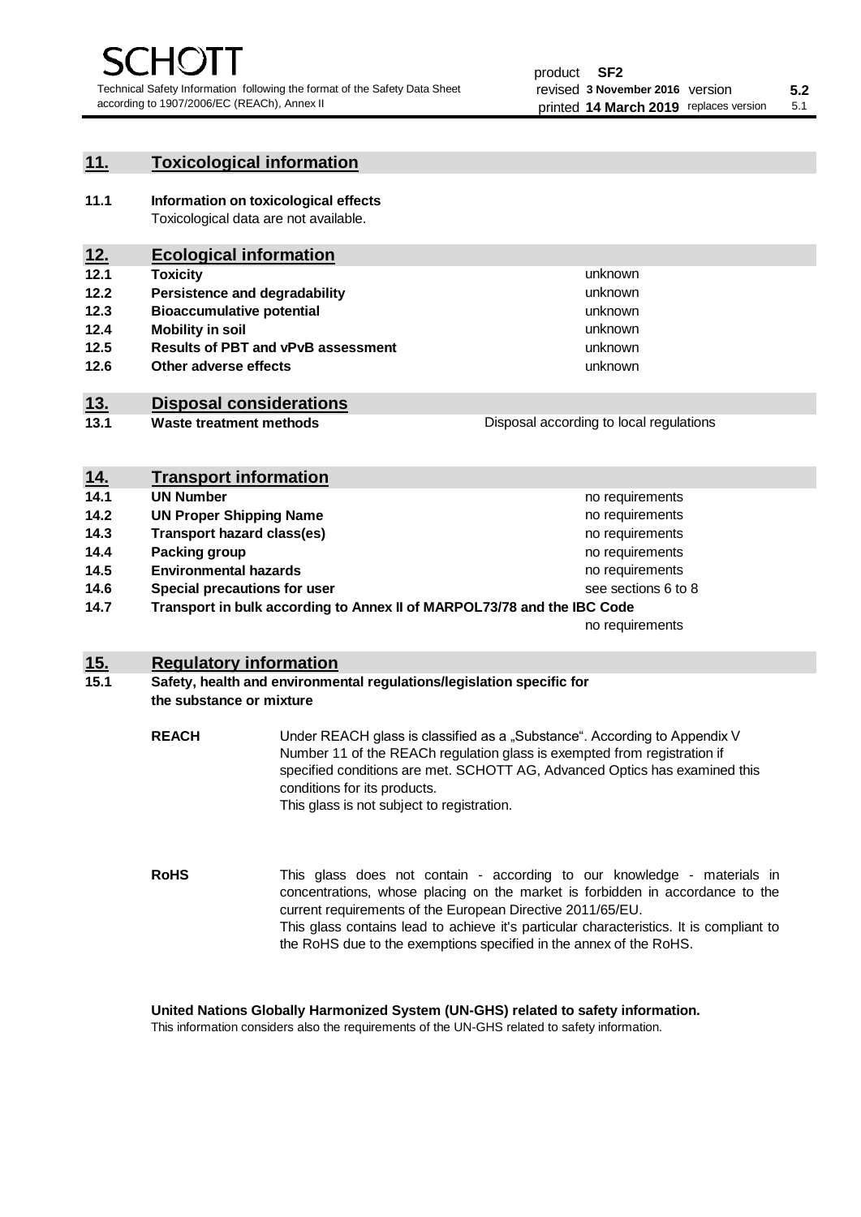## 11. Toxicological information

**11.1 Information on toxicological effects**

Toxicological data are not available.

## 12. Ecological information

| | | |
|---|---|---|
| **12.1** | **Toxicity** | unknown |
| **12.2** | **Persistence and degradability** | unknown |
| **12.3** | **Bioaccumulative potential** | unknown |
| **12.4** | **Mobility in soil** | unknown |
| **12.5** | **Results of PBT and vPvB assessment** | unknown |
| **12.6** | **Other adverse effects** | unknown |

## 13. Disposal considerations

| | | |
|---|---|---|
| **13.1** | **Waste treatment methods** | Disposal according to local regulations |

## 14. Transport information

| | | |
|---|---|---|
| **14.1** | **UN Number** | no requirements |
| **14.2** | **UN Proper Shipping Name** | no requirements |
| **14.3** | **Transport hazard class(es)** | no requirements |
| **14.4** | **Packing group** | no requirements |
| **14.5** | **Environmental hazards** | no requirements |
| **14.6** | **Special precautions for user** | see sections 6 to 8 |
| **14.7** | **Transport in bulk according to Annex II of MARPOL73/78 and the IBC Code** | no requirements |

## 15. Regulatory information

**15.1 Safety, health and environmental regulations/legislation specific for the substance or mixture**

**REACH**

Under REACH glass is classified as a „Substance". According to Appendix V Number 11 of the REACh regulation glass is exempted from registration if specified conditions are met. SCHOTT AG, Advanced Optics has examined this conditions for its products.
This glass is not subject to registration.

**RoHS**

This glass does not contain - according to our knowledge - materials in concentrations, whose placing on the market is forbidden in accordance to the current requirements of the European Directive 2011/65/EU.
This glass contains lead to achieve it's particular characteristics. It is compliant to the RoHS due to the exemptions specified in the annex of the RoHS.

**United Nations Globally Harmonized System (UN-GHS) related to safety information.**

This information considers also the requirements of the UN-GHS related to safety information.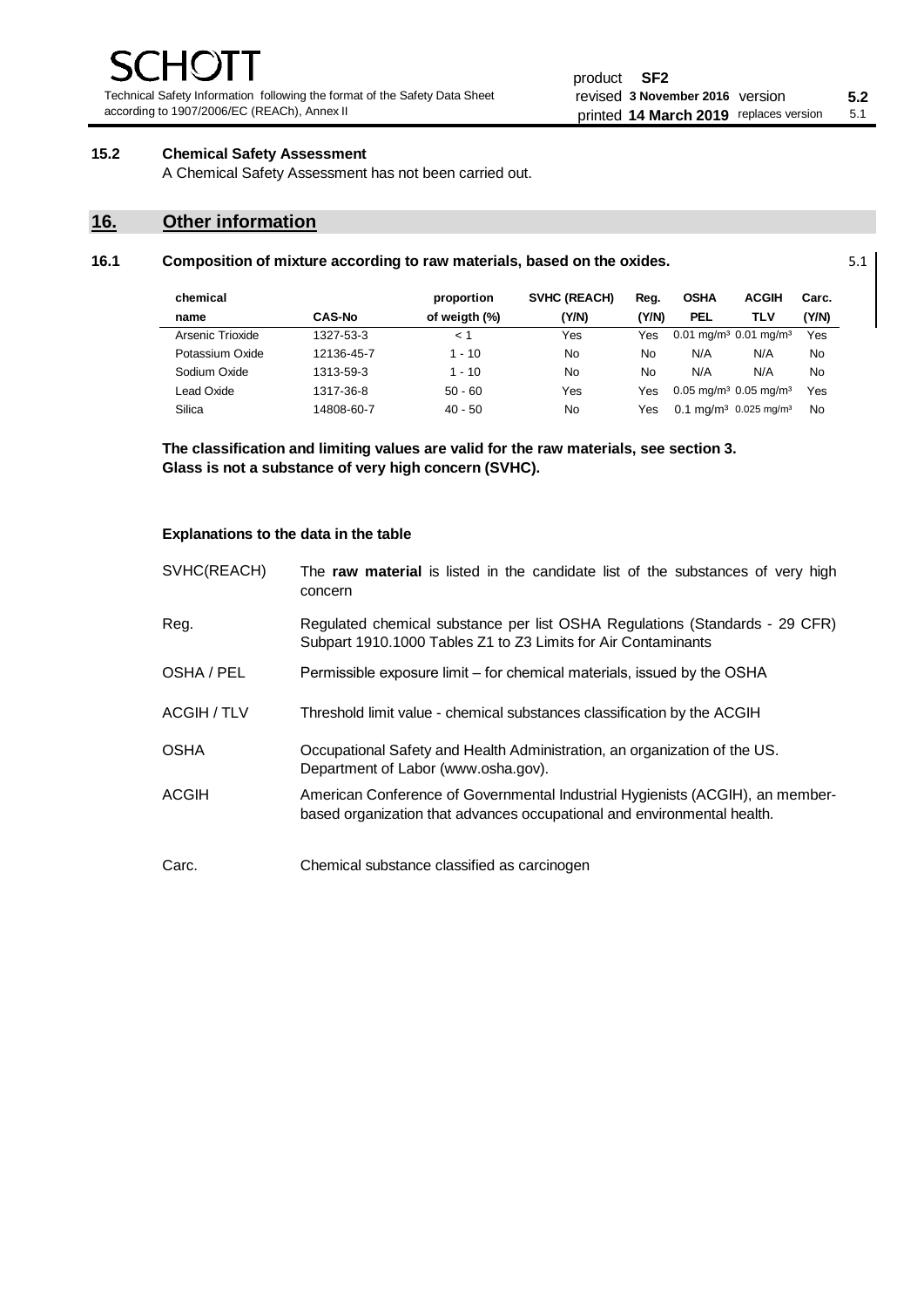### 15.2 Chemical Safety Assessment

A Chemical Safety Assessment has not been carried out.

## 16. Other information

### 16.1 Composition of mixture according to raw materials, based on the oxides.

5.1

| chemical name | CAS-No | proportion of weigth (%) | SVHC (REACH) (Y/N) | Reg. (Y/N) | OSHA PEL | ACGIH TLV | Carc. (Y/N) |
|---|---|---|---|---|---|---|---|
| Arsenic Trioxide | 1327-53-3 | < 1 | Yes | Yes | 0.01 mg/m³ | 0.01 mg/m³ | Yes |
| Potassium Oxide | 12136-45-7 | 1 - 10 | No | No | N/A | N/A | No |
| Sodium Oxide | 1313-59-3 | 1 - 10 | No | No | N/A | N/A | No |
| Lead Oxide | 1317-36-8 | 50 - 60 | Yes | Yes | 0.05 mg/m³ | 0.05 mg/m³ | Yes |
| Silica | 14808-60-7 | 40 - 50 | No | Yes | 0.1 mg/m³ | 0.025 mg/m³ | No |

**The classification and limiting values are valid for the raw materials, see section 3.**
**Glass is not a substance of very high concern (SVHC).**

**Explanations to the data in the table**

SVHC(REACH) — The **raw material** is listed in the candidate list of the substances of very high concern

Reg. — Regulated chemical substance per list OSHA Regulations (Standards - 29 CFR) Subpart 1910.1000 Tables Z1 to Z3 Limits for Air Contaminants

OSHA / PEL — Permissible exposure limit – for chemical materials, issued by the OSHA

ACGIH / TLV — Threshold limit value - chemical substances classification by the ACGIH

OSHA — Occupational Safety and Health Administration, an organization of the US. Department of Labor (www.osha.gov).

ACGIH — American Conference of Governmental Industrial Hygienists (ACGIH), an member-based organization that advances occupational and environmental health.

Carc. — Chemical substance classified as carcinogen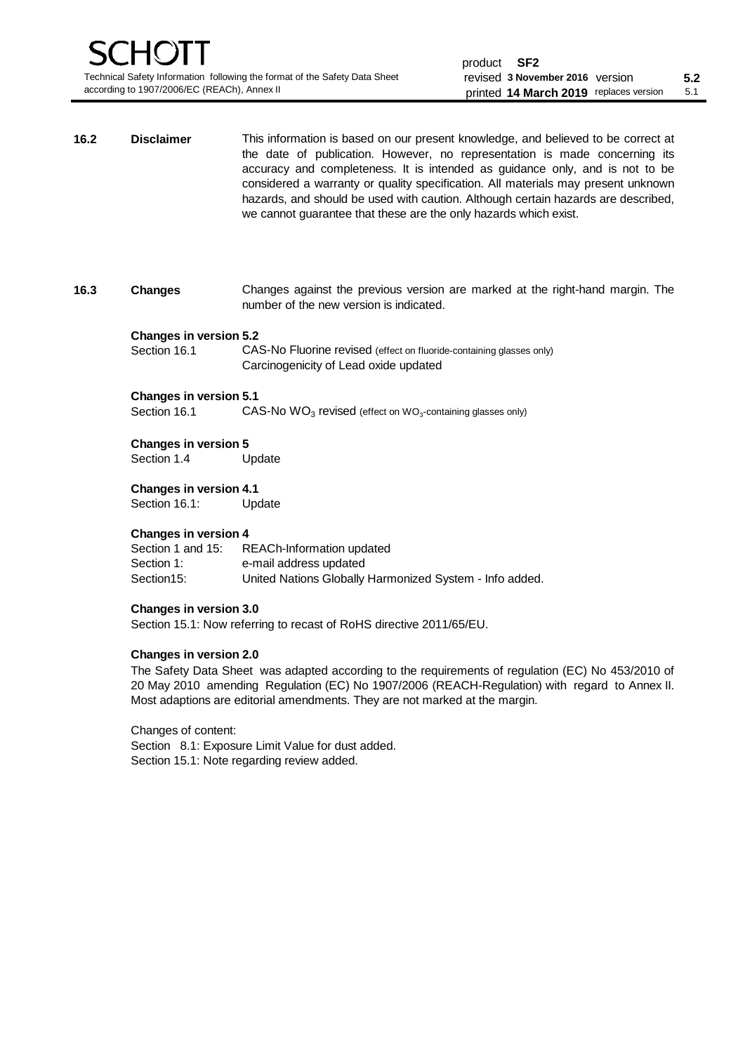**16.2 Disclaimer**

This information is based on our present knowledge, and believed to be correct at the date of publication. However, no representation is made concerning its accuracy and completeness. It is intended as guidance only, and is not to be considered a warranty or quality specification. All materials may present unknown hazards, and should be used with caution. Although certain hazards are described, we cannot guarantee that these are the only hazards which exist.

**16.3 Changes**

Changes against the previous version are marked at the right-hand margin. The number of the new version is indicated.

**Changes in version 5.2**

Section 16.1 CAS-No Fluorine revised (effect on fluoride-containing glasses only)
Carcinogenicity of Lead oxide updated

**Changes in version 5.1**

Section 16.1 CAS-No $WO_3$ revised (effect on $WO_3$-containing glasses only)

**Changes in version 5**

Section 1.4 Update

**Changes in version 4.1**

Section 16.1: Update

**Changes in version 4**

Section 1 and 15: REACh-Information updated
Section 1: e-mail address updated
Section15: United Nations Globally Harmonized System - Info added.

**Changes in version 3.0**

Section 15.1: Now referring to recast of RoHS directive 2011/65/EU.

**Changes in version 2.0**

The Safety Data Sheet was adapted according to the requirements of regulation (EC) No 453/2010 of 20 May 2010 amending Regulation (EC) No 1907/2006 (REACH-Regulation) with regard to Annex II. Most adaptions are editorial amendments. They are not marked at the margin.

Changes of content:
Section 8.1: Exposure Limit Value for dust added.
Section 15.1: Note regarding review added.